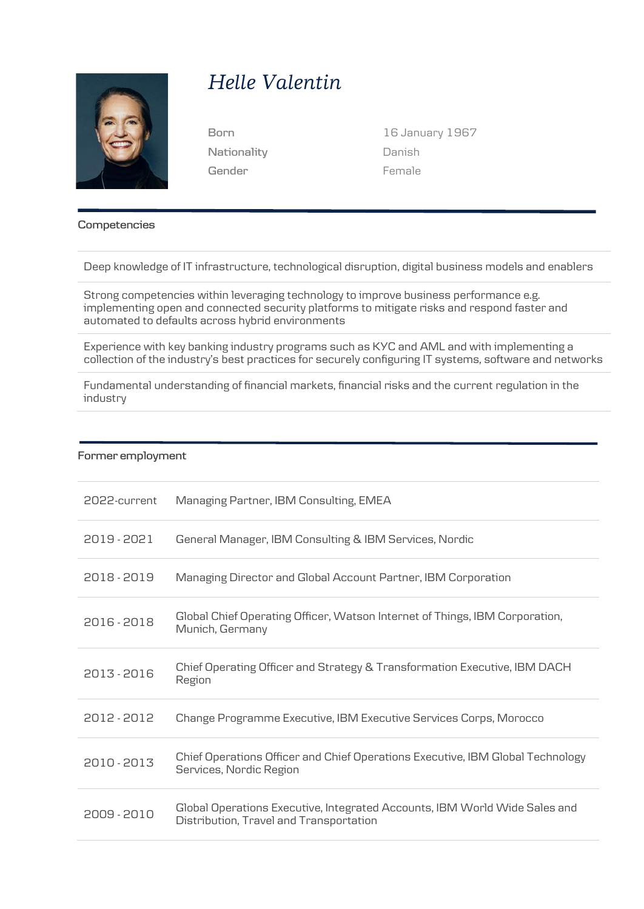# *Helle Valentin*

| | |
|---|---|
| Born | 16 January 1967 |
| Nationality | Danish |
| Gender | Female |

## Competencies

Deep knowledge of IT infrastructure, technological disruption, digital business models and enablers

Strong competencies within leveraging technology to improve business performance e.g. implementing open and connected security platforms to mitigate risks and respond faster and automated to defaults across hybrid environments

Experience with key banking industry programs such as KYC and AML and with implementing a collection of the industry's best practices for securely configuring IT systems, software and networks

Fundamental understanding of financial markets, financial risks and the current regulation in the industry

## Former employment

| | |
|---|---|
| 2022-current | Managing Partner, IBM Consulting, EMEA |
| 2019 - 2021 | General Manager, IBM Consulting & IBM Services, Nordic |
| 2018 - 2019 | Managing Director and Global Account Partner, IBM Corporation |
| 2016 - 2018 | Global Chief Operating Officer, Watson Internet of Things, IBM Corporation, Munich, Germany |
| 2013 - 2016 | Chief Operating Officer and Strategy & Transformation Executive, IBM DACH Region |
| 2012 - 2012 | Change Programme Executive, IBM Executive Services Corps, Morocco |
| 2010 - 2013 | Chief Operations Officer and Chief Operations Executive, IBM Global Technology Services, Nordic Region |
| 2009 - 2010 | Global Operations Executive, Integrated Accounts, IBM World Wide Sales and Distribution, Travel and Transportation |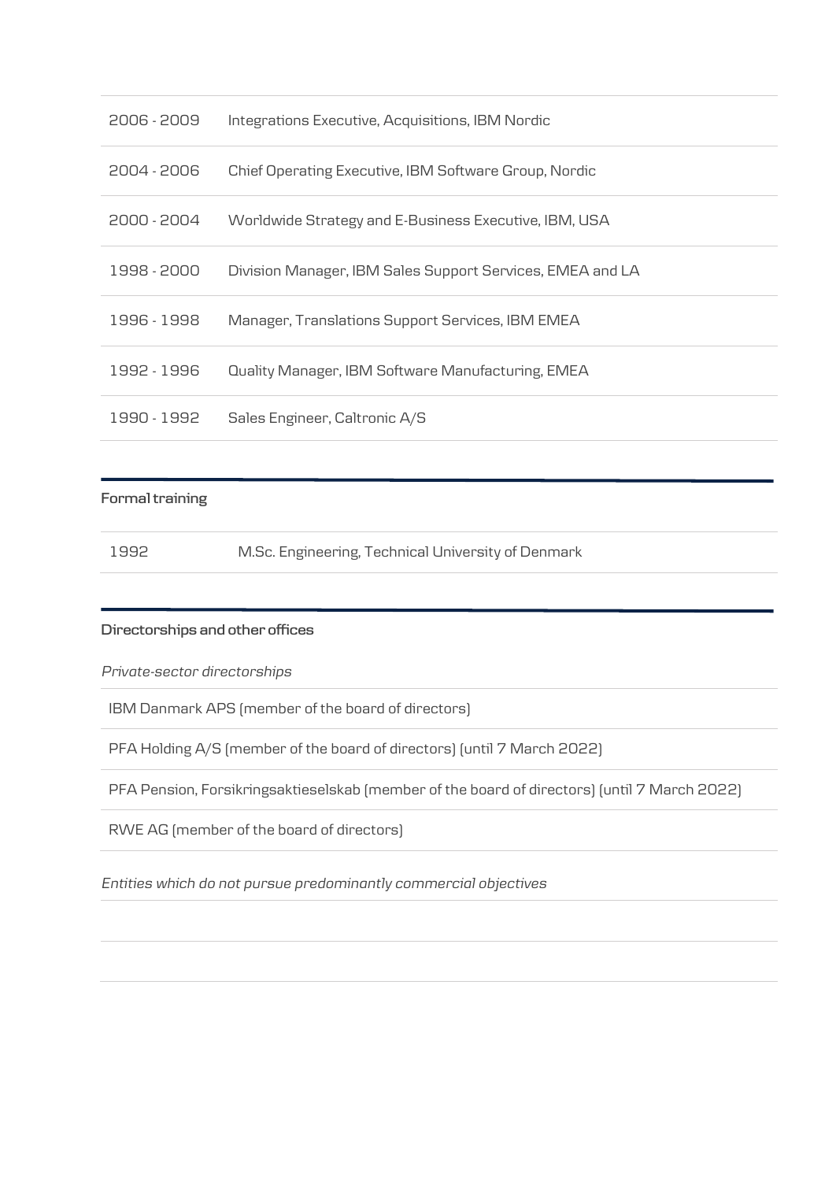| | |
|---|---|
| 2006 - 2009 | Integrations Executive, Acquisitions, IBM Nordic |
| 2004 - 2006 | Chief Operating Executive, IBM Software Group, Nordic |
| 2000 - 2004 | Worldwide Strategy and E-Business Executive, IBM, USA |
| 1998 - 2000 | Division Manager, IBM Sales Support Services, EMEA and LA |
| 1996 - 1998 | Manager, Translations Support Services, IBM EMEA |
| 1992 - 1996 | Quality Manager, IBM Software Manufacturing, EMEA |
| 1990 - 1992 | Sales Engineer, Caltronic A/S |

## Formal training

| | |
|---|---|
| 1992 | M.Sc. Engineering, Technical University of Denmark |

## Directorships and other offices

*Private-sector directorships*

- IBM Danmark APS (member of the board of directors)
- PFA Holding A/S (member of the board of directors) (until 7 March 2022)
- PFA Pension, Forsikringsaktieselskab (member of the board of directors) (until 7 March 2022)
- RWE AG (member of the board of directors)

*Entities which do not pursue predominantly commercial objectives*